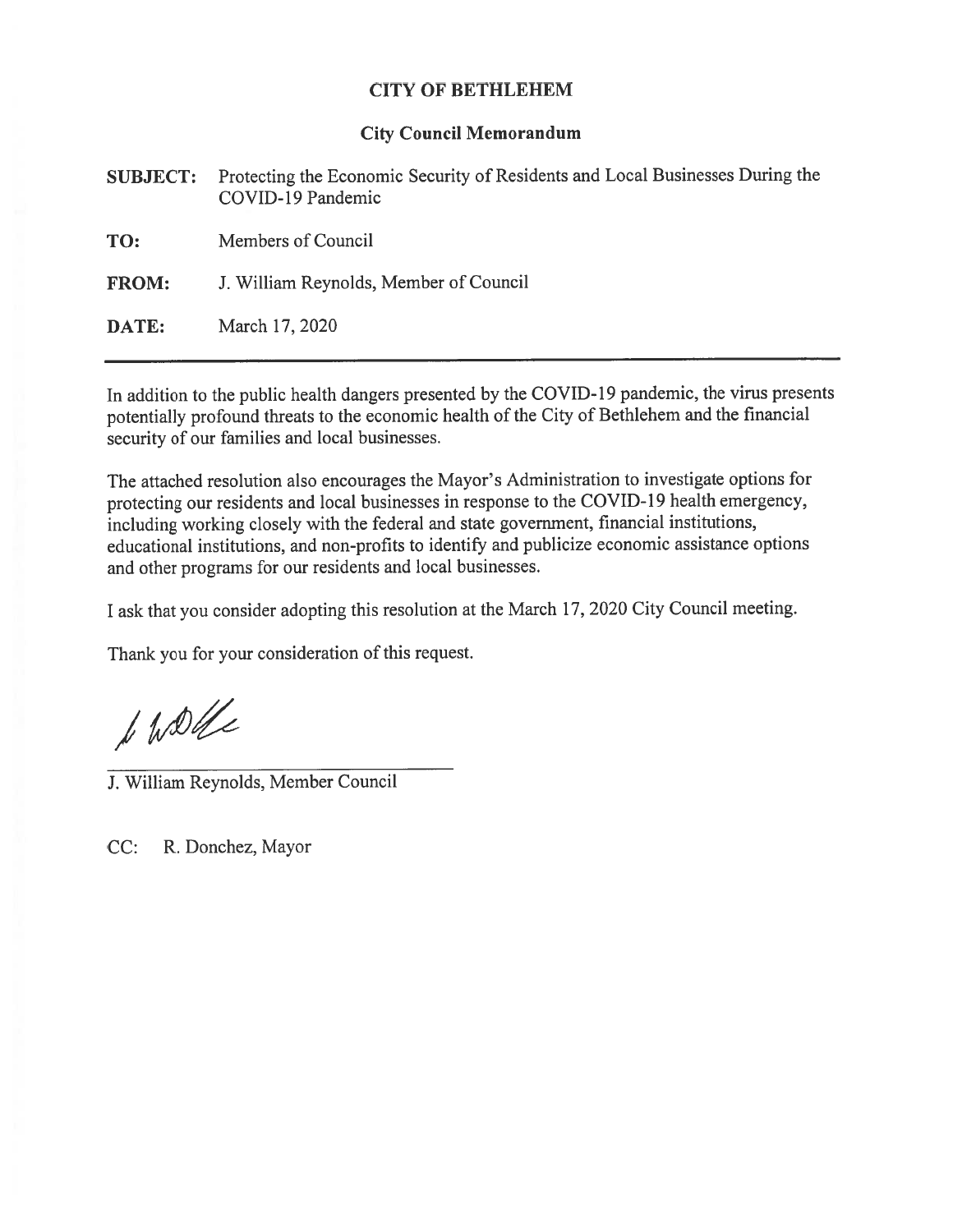# CITY OF BETHLEHEM

## City Council Memorandum

**SUBJECT:** Protecting the Economic Security of Residents and Local Businesses During the COVID-19 Pandemic

**TO:** Members of Council

**FROM:** J. William Reynolds, Member of Council

**DATE:** March 17, 2020

---

In addition to the public health dangers presented by the COVID-19 pandemic, the virus presents potentially profound threats to the economic health of the City of Bethlehem and the financial security of our families and local businesses.

The attached resolution also encourages the Mayor's Administration to investigate options for protecting our residents and local businesses in response to the COVID-19 health emergency, including working closely with the federal and state government, financial institutions, educational institutions, and non-profits to identify and publicize economic assistance options and other programs for our residents and local businesses.

I ask that you consider adopting this resolution at the March 17, 2020 City Council meeting.

Thank you for your consideration of this request.

J. William Reynolds, Member Council

CC: R. Donchez, Mayor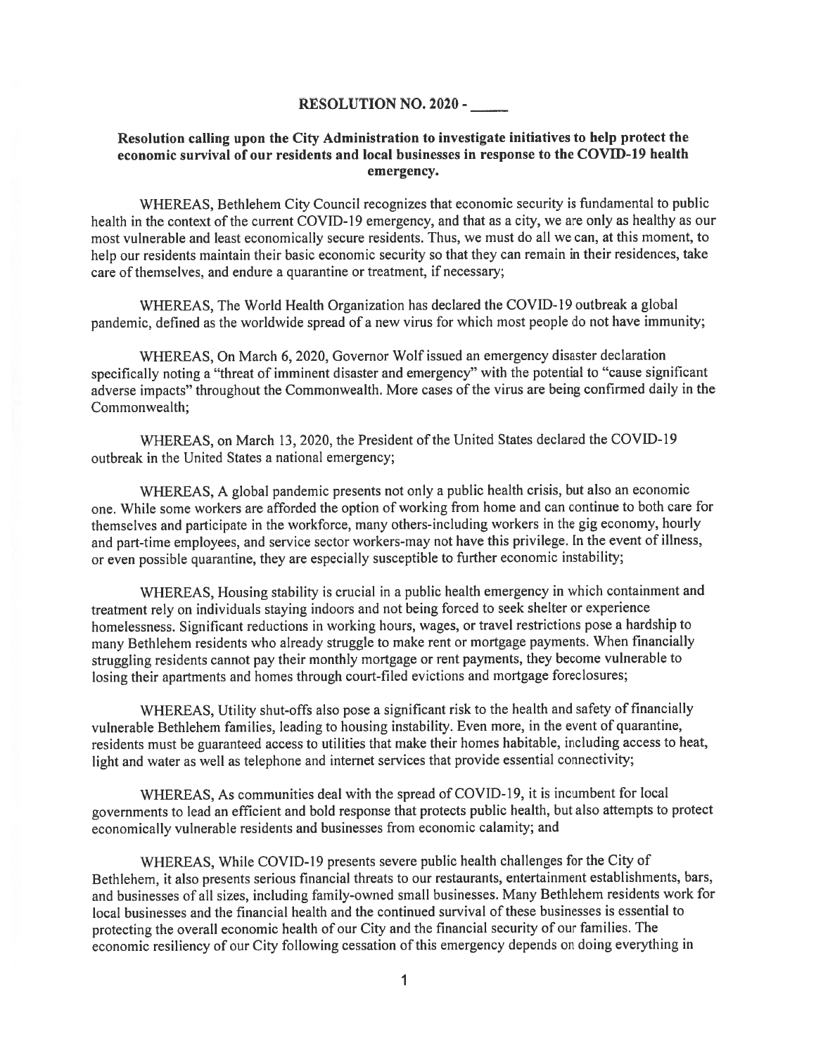**RESOLUTION NO. 2020 - _____**

**Resolution calling upon the City Administration to investigate initiatives to help protect the economic survival of our residents and local businesses in response to the COVID-19 health emergency.**

WHEREAS, Bethlehem City Council recognizes that economic security is fundamental to public health in the context of the current COVID-19 emergency, and that as a city, we are only as healthy as our most vulnerable and least economically secure residents. Thus, we must do all we can, at this moment, to help our residents maintain their basic economic security so that they can remain in their residences, take care of themselves, and endure a quarantine or treatment, if necessary;

WHEREAS, The World Health Organization has declared the COVID-19 outbreak a global pandemic, defined as the worldwide spread of a new virus for which most people do not have immunity;

WHEREAS, On March 6, 2020, Governor Wolf issued an emergency disaster declaration specifically noting a "threat of imminent disaster and emergency" with the potential to "cause significant adverse impacts" throughout the Commonwealth. More cases of the virus are being confirmed daily in the Commonwealth;

WHEREAS, on March 13, 2020, the President of the United States declared the COVID-19 outbreak in the United States a national emergency;

WHEREAS, A global pandemic presents not only a public health crisis, but also an economic one. While some workers are afforded the option of working from home and can continue to both care for themselves and participate in the workforce, many others-including workers in the gig economy, hourly and part-time employees, and service sector workers-may not have this privilege. In the event of illness, or even possible quarantine, they are especially susceptible to further economic instability;

WHEREAS, Housing stability is crucial in a public health emergency in which containment and treatment rely on individuals staying indoors and not being forced to seek shelter or experience homelessness. Significant reductions in working hours, wages, or travel restrictions pose a hardship to many Bethlehem residents who already struggle to make rent or mortgage payments. When financially struggling residents cannot pay their monthly mortgage or rent payments, they become vulnerable to losing their apartments and homes through court-filed evictions and mortgage foreclosures;

WHEREAS, Utility shut-offs also pose a significant risk to the health and safety of financially vulnerable Bethlehem families, leading to housing instability. Even more, in the event of quarantine, residents must be guaranteed access to utilities that make their homes habitable, including access to heat, light and water as well as telephone and internet services that provide essential connectivity;

WHEREAS, As communities deal with the spread of COVID-19, it is incumbent for local governments to lead an efficient and bold response that protects public health, but also attempts to protect economically vulnerable residents and businesses from economic calamity; and

WHEREAS, While COVID-19 presents severe public health challenges for the City of Bethlehem, it also presents serious financial threats to our restaurants, entertainment establishments, bars, and businesses of all sizes, including family-owned small businesses. Many Bethlehem residents work for local businesses and the financial health and the continued survival of these businesses is essential to protecting the overall economic health of our City and the financial security of our families. The economic resiliency of our City following cessation of this emergency depends on doing everything in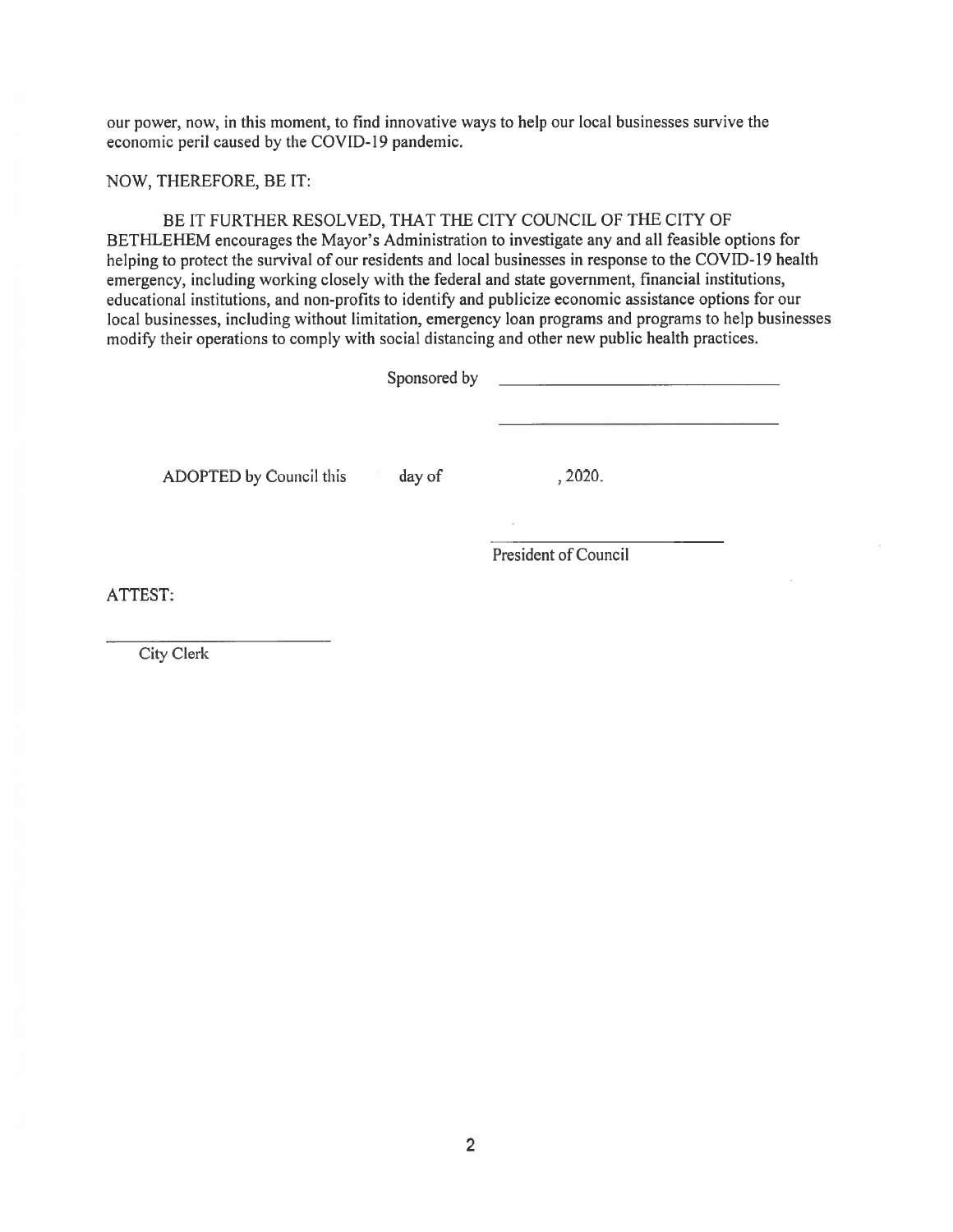our power, now, in this moment, to find innovative ways to help our local businesses survive the economic peril caused by the COVID-19 pandemic.

NOW, THEREFORE, BE IT:

BE IT FURTHER RESOLVED, THAT THE CITY COUNCIL OF THE CITY OF BETHLEHEM encourages the Mayor's Administration to investigate any and all feasible options for helping to protect the survival of our residents and local businesses in response to the COVID-19 health emergency, including working closely with the federal and state government, financial institutions, educational institutions, and non-profits to identify and publicize economic assistance options for our local businesses, including without limitation, emergency loan programs and programs to help businesses modify their operations to comply with social distancing and other new public health practices.

Sponsored by \_\_\_\_\_\_\_\_\_\_\_\_\_\_\_\_\_\_\_\_\_\_\_\_\_\_\_\_

\_\_\_\_\_\_\_\_\_\_\_\_\_\_\_\_\_\_\_\_\_\_\_\_\_\_\_\_

ADOPTED by Council this day of , 2020.

\_\_\_\_\_\_\_\_\_\_\_\_\_\_\_\_\_\_\_\_\_\_\_\_\_\_\_\_
President of Council

ATTEST:

\_\_\_\_\_\_\_\_\_\_\_\_\_\_\_\_\_\_\_\_\_\_\_\_\_\_\_\_
City Clerk